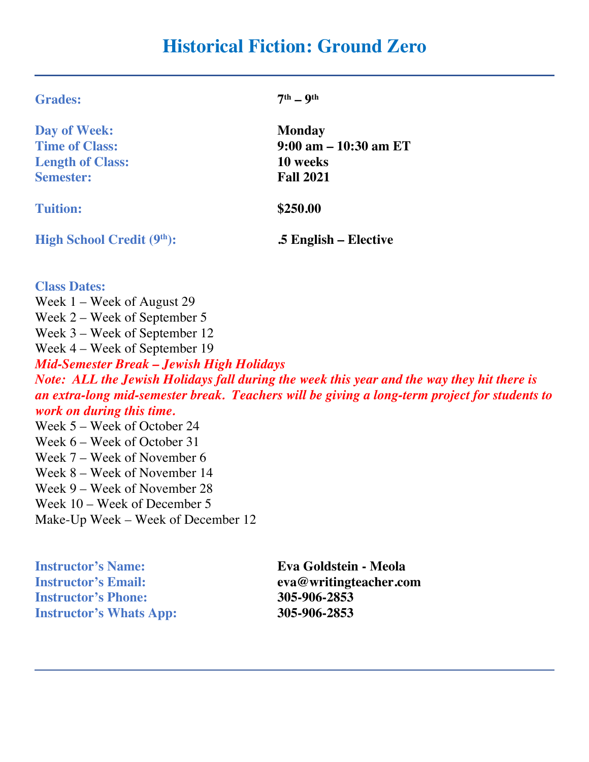# Historical Fiction: Ground Zero

---

| | |
|---|---|
| **Grades:** | **7th – 9th** |
| **Day of Week:** | **Monday** |
| **Time of Class:** | **9:00 am – 10:30 am ET** |
| **Length of Class:** | **10 weeks** |
| **Semester:** | **Fall 2021** |
| **Tuition:** | **$250.00** |
| **High School Credit (9th):** | **.5 English – Elective** |

**Class Dates:**

Week 1 – Week of August 29
Week 2 – Week of September 5
Week 3 – Week of September 12
Week 4 – Week of September 19
***Mid-Semester Break – Jewish High Holidays***
***Note: ALL the Jewish Holidays fall during the week this year and the way they hit there is an extra-long mid-semester break. Teachers will be giving a long-term project for students to work on during this time.***
Week 5 – Week of October 24
Week 6 – Week of October 31
Week 7 – Week of November 6
Week 8 – Week of November 14
Week 9 – Week of November 28
Week 10 – Week of December 5
Make-Up Week – Week of December 12

| | |
|---|---|
| **Instructor's Name:** | **Eva Goldstein - Meola** |
| **Instructor's Email:** | **eva@writingteacher.com** |
| **Instructor's Phone:** | **305-906-2853** |
| **Instructor's Whats App:** | **305-906-2853** |

---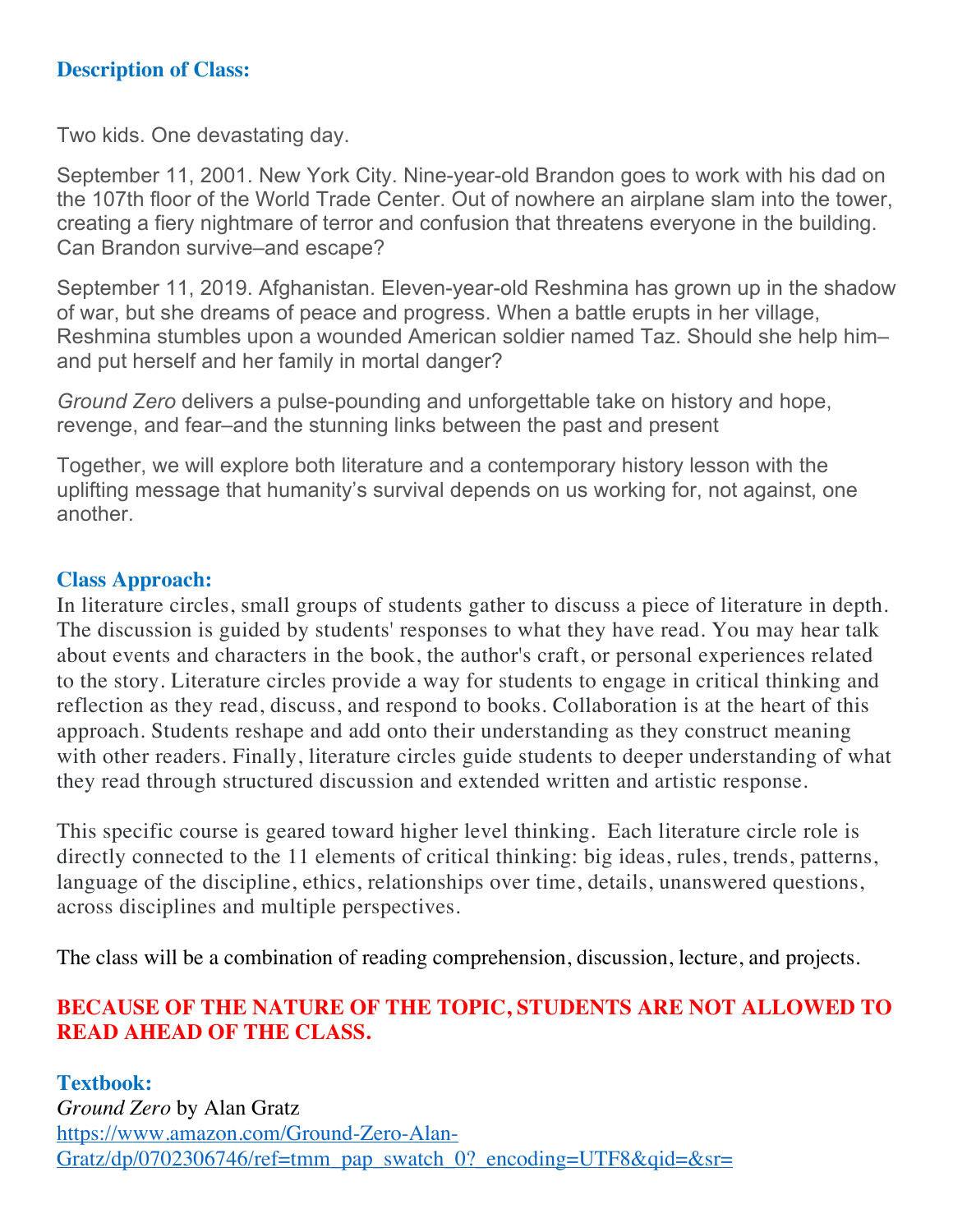### Description of Class:

Two kids. One devastating day.

September 11, 2001. New York City. Nine-year-old Brandon goes to work with his dad on the 107th floor of the World Trade Center. Out of nowhere an airplane slam into the tower, creating a fiery nightmare of terror and confusion that threatens everyone in the building. Can Brandon survive–and escape?

September 11, 2019. Afghanistan. Eleven-year-old Reshmina has grown up in the shadow of war, but she dreams of peace and progress. When a battle erupts in her village, Reshmina stumbles upon a wounded American soldier named Taz. Should she help him–and put herself and her family in mortal danger?

*Ground Zero* delivers a pulse-pounding and unforgettable take on history and hope, revenge, and fear–and the stunning links between the past and present

Together, we will explore both literature and a contemporary history lesson with the uplifting message that humanity's survival depends on us working for, not against, one another.

### Class Approach:

In literature circles, small groups of students gather to discuss a piece of literature in depth. The discussion is guided by students' responses to what they have read. You may hear talk about events and characters in the book, the author's craft, or personal experiences related to the story. Literature circles provide a way for students to engage in critical thinking and reflection as they read, discuss, and respond to books. Collaboration is at the heart of this approach. Students reshape and add onto their understanding as they construct meaning with other readers. Finally, literature circles guide students to deeper understanding of what they read through structured discussion and extended written and artistic response.

This specific course is geared toward higher level thinking. Each literature circle role is directly connected to the 11 elements of critical thinking: big ideas, rules, trends, patterns, language of the discipline, ethics, relationships over time, details, unanswered questions, across disciplines and multiple perspectives.

The class will be a combination of reading comprehension, discussion, lecture, and projects.

**BECAUSE OF THE NATURE OF THE TOPIC, STUDENTS ARE NOT ALLOWED TO READ AHEAD OF THE CLASS.**

### Textbook:

*Ground Zero* by Alan Gratz
https://www.amazon.com/Ground-Zero-Alan-Gratz/dp/0702306746/ref=tmm_pap_swatch_0?_encoding=UTF8&qid=&sr=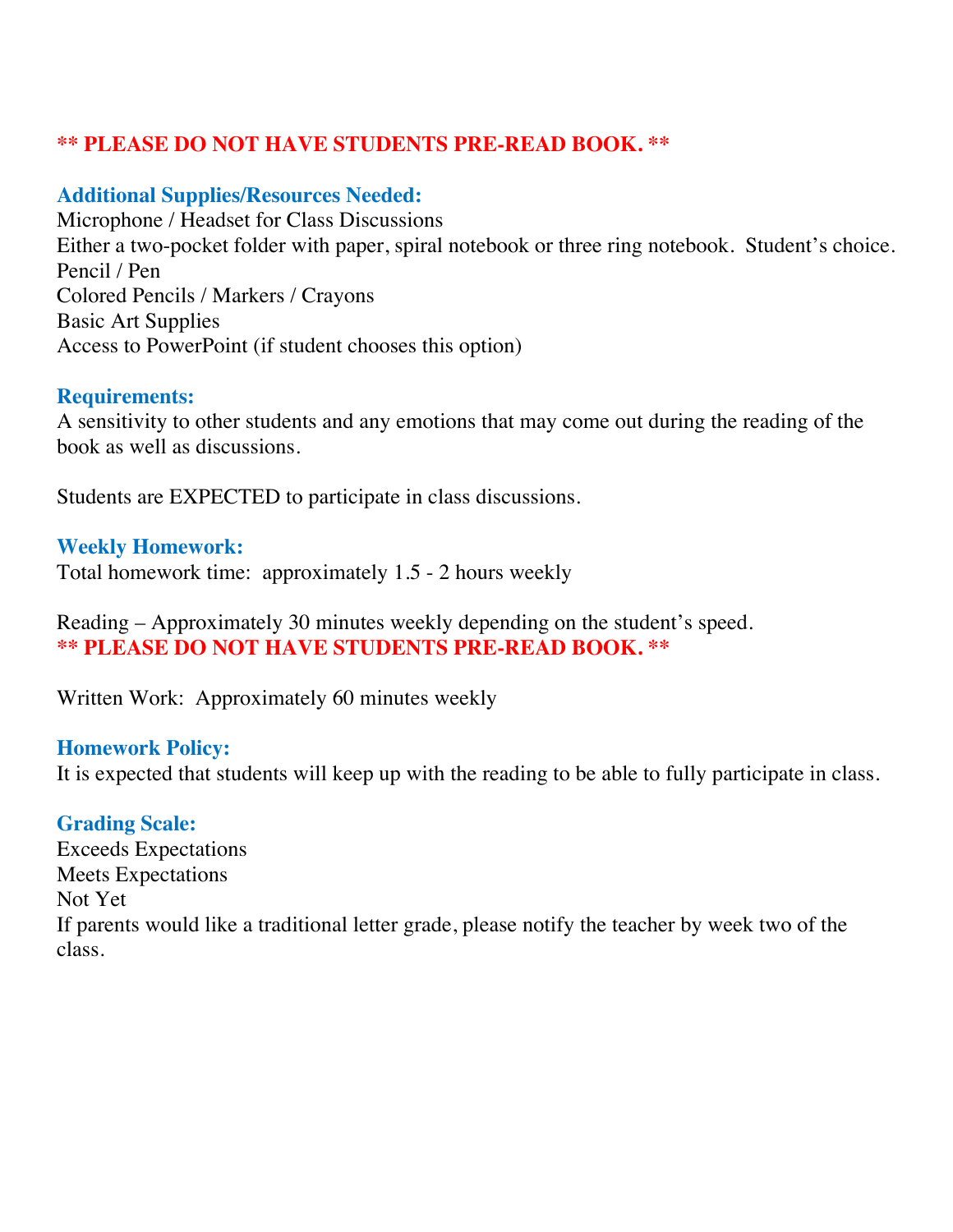**\*\* PLEASE DO NOT HAVE STUDENTS PRE-READ BOOK. \*\***

### Additional Supplies/Resources Needed:

Microphone / Headset for Class Discussions
Either a two-pocket folder with paper, spiral notebook or three ring notebook. Student's choice.
Pencil / Pen
Colored Pencils / Markers / Crayons
Basic Art Supplies
Access to PowerPoint (if student chooses this option)

### Requirements:

A sensitivity to other students and any emotions that may come out during the reading of the book as well as discussions.

Students are EXPECTED to participate in class discussions.

### Weekly Homework:

Total homework time: approximately 1.5 - 2 hours weekly

Reading – Approximately 30 minutes weekly depending on the student's speed.
**\*\* PLEASE DO NOT HAVE STUDENTS PRE-READ BOOK. \*\***

Written Work: Approximately 60 minutes weekly

### Homework Policy:

It is expected that students will keep up with the reading to be able to fully participate in class.

### Grading Scale:

Exceeds Expectations
Meets Expectations
Not Yet
If parents would like a traditional letter grade, please notify the teacher by week two of the class.